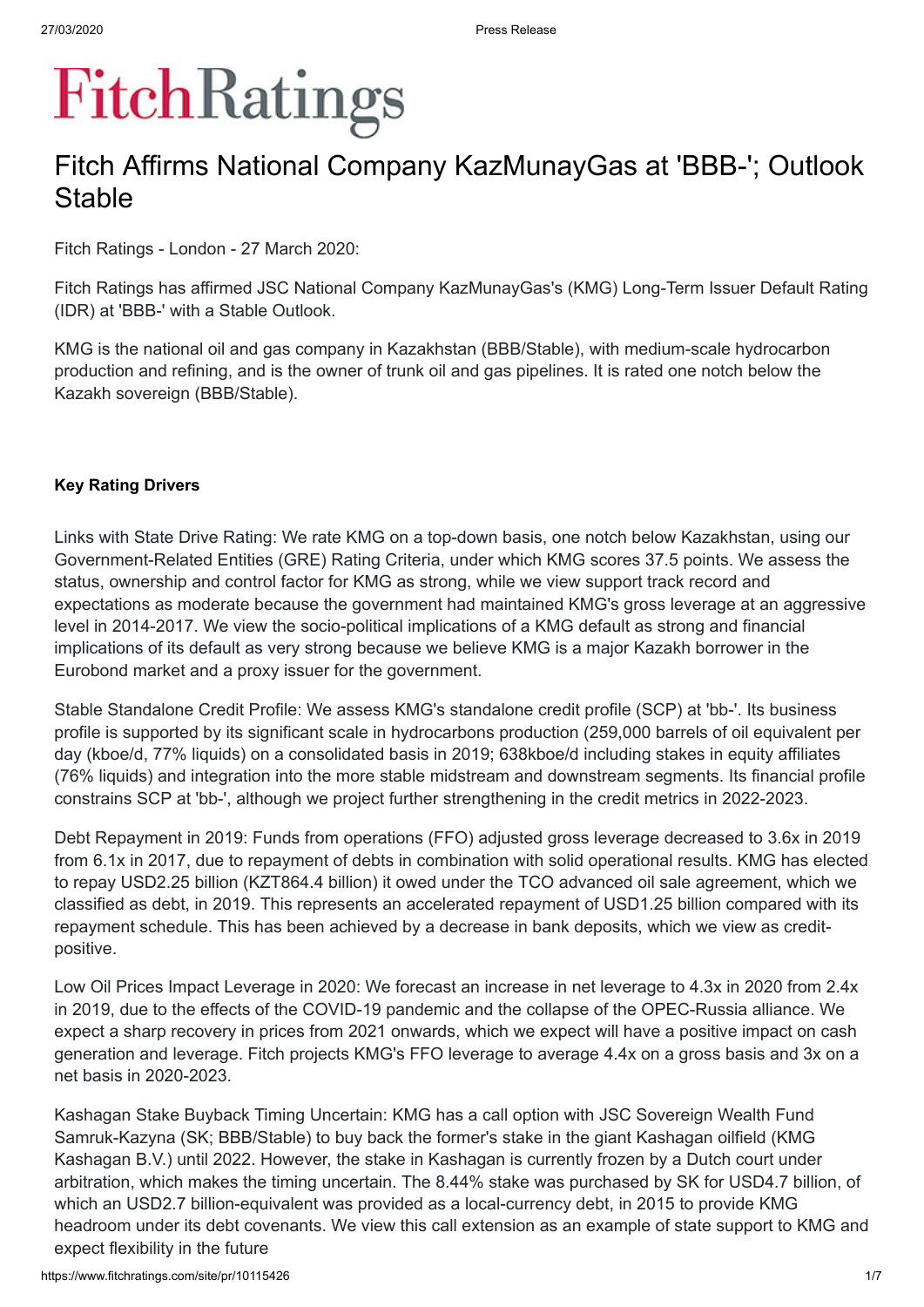# Fitch Affirms National Company KazMunayGas at 'BBB-'; Outlook Stable

Fitch Ratings - London - 27 March 2020:

Fitch Ratings has affirmed JSC National Company KazMunayGas's (KMG) Long-Term Issuer Default Rating (IDR) at 'BBB-' with a Stable Outlook.

KMG is the national oil and gas company in Kazakhstan (BBB/Stable), with medium-scale hydrocarbon production and refining, and is the owner of trunk oil and gas pipelines. It is rated one notch below the Kazakh sovereign (BBB/Stable).

**Key Rating Drivers**

Links with State Drive Rating: We rate KMG on a top-down basis, one notch below Kazakhstan, using our Government-Related Entities (GRE) Rating Criteria, under which KMG scores 37.5 points. We assess the status, ownership and control factor for KMG as strong, while we view support track record and expectations as moderate because the government had maintained KMG's gross leverage at an aggressive level in 2014-2017. We view the socio-political implications of a KMG default as strong and financial implications of its default as very strong because we believe KMG is a major Kazakh borrower in the Eurobond market and a proxy issuer for the government.

Stable Standalone Credit Profile: We assess KMG's standalone credit profile (SCP) at 'bb-'. Its business profile is supported by its significant scale in hydrocarbons production (259,000 barrels of oil equivalent per day (kboe/d, 77% liquids) on a consolidated basis in 2019; 638kboe/d including stakes in equity affiliates (76% liquids) and integration into the more stable midstream and downstream segments. Its financial profile constrains SCP at 'bb-', although we project further strengthening in the credit metrics in 2022-2023.

Debt Repayment in 2019: Funds from operations (FFO) adjusted gross leverage decreased to 3.6x in 2019 from 6.1x in 2017, due to repayment of debts in combination with solid operational results. KMG has elected to repay USD2.25 billion (KZT864.4 billion) it owed under the TCO advanced oil sale agreement, which we classified as debt, in 2019. This represents an accelerated repayment of USD1.25 billion compared with its repayment schedule. This has been achieved by a decrease in bank deposits, which we view as credit-positive.

Low Oil Prices Impact Leverage in 2020: We forecast an increase in net leverage to 4.3x in 2020 from 2.4x in 2019, due to the effects of the COVID-19 pandemic and the collapse of the OPEC-Russia alliance. We expect a sharp recovery in prices from 2021 onwards, which we expect will have a positive impact on cash generation and leverage. Fitch projects KMG's FFO leverage to average 4.4x on a gross basis and 3x on a net basis in 2020-2023.

Kashagan Stake Buyback Timing Uncertain: KMG has a call option with JSC Sovereign Wealth Fund Samruk-Kazyna (SK; BBB/Stable) to buy back the former's stake in the giant Kashagan oilfield (KMG Kashagan B.V.) until 2022. However, the stake in Kashagan is currently frozen by a Dutch court under arbitration, which makes the timing uncertain. The 8.44% stake was purchased by SK for USD4.7 billion, of which an USD2.7 billion-equivalent was provided as a local-currency debt, in 2015 to provide KMG headroom under its debt covenants. We view this call extension as an example of state support to KMG and expect flexibility in the future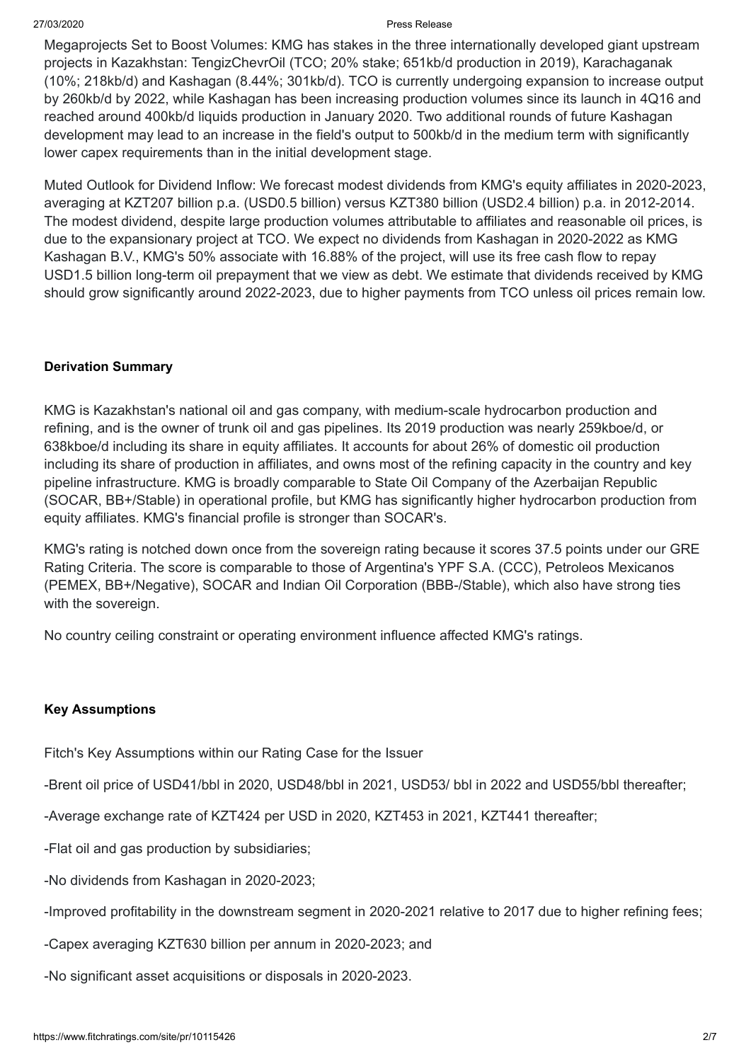Megaprojects Set to Boost Volumes: KMG has stakes in the three internationally developed giant upstream projects in Kazakhstan: TengizChevrOil (TCO; 20% stake; 651kb/d production in 2019), Karachaganak (10%; 218kb/d) and Kashagan (8.44%; 301kb/d). TCO is currently undergoing expansion to increase output by 260kb/d by 2022, while Kashagan has been increasing production volumes since its launch in 4Q16 and reached around 400kb/d liquids production in January 2020. Two additional rounds of future Kashagan development may lead to an increase in the field's output to 500kb/d in the medium term with significantly lower capex requirements than in the initial development stage.

Muted Outlook for Dividend Inflow: We forecast modest dividends from KMG's equity affiliates in 2020-2023, averaging at KZT207 billion p.a. (USD0.5 billion) versus KZT380 billion (USD2.4 billion) p.a. in 2012-2014. The modest dividend, despite large production volumes attributable to affiliates and reasonable oil prices, is due to the expansionary project at TCO. We expect no dividends from Kashagan in 2020-2022 as KMG Kashagan B.V., KMG's 50% associate with 16.88% of the project, will use its free cash flow to repay USD1.5 billion long-term oil prepayment that we view as debt. We estimate that dividends received by KMG should grow significantly around 2022-2023, due to higher payments from TCO unless oil prices remain low.

**Derivation Summary**

KMG is Kazakhstan's national oil and gas company, with medium-scale hydrocarbon production and refining, and is the owner of trunk oil and gas pipelines. Its 2019 production was nearly 259kboe/d, or 638kboe/d including its share in equity affiliates. It accounts for about 26% of domestic oil production including its share of production in affiliates, and owns most of the refining capacity in the country and key pipeline infrastructure. KMG is broadly comparable to State Oil Company of the Azerbaijan Republic (SOCAR, BB+/Stable) in operational profile, but KMG has significantly higher hydrocarbon production from equity affiliates. KMG's financial profile is stronger than SOCAR's.

KMG's rating is notched down once from the sovereign rating because it scores 37.5 points under our GRE Rating Criteria. The score is comparable to those of Argentina's YPF S.A. (CCC), Petroleos Mexicanos (PEMEX, BB+/Negative), SOCAR and Indian Oil Corporation (BBB-/Stable), which also have strong ties with the sovereign.

No country ceiling constraint or operating environment influence affected KMG's ratings.

**Key Assumptions**

Fitch's Key Assumptions within our Rating Case for the Issuer

-Brent oil price of USD41/bbl in 2020, USD48/bbl in 2021, USD53/ bbl in 2022 and USD55/bbl thereafter;

-Average exchange rate of KZT424 per USD in 2020, KZT453 in 2021, KZT441 thereafter;

-Flat oil and gas production by subsidiaries;

-No dividends from Kashagan in 2020-2023;

-Improved profitability in the downstream segment in 2020-2021 relative to 2017 due to higher refining fees;

-Capex averaging KZT630 billion per annum in 2020-2023; and

-No significant asset acquisitions or disposals in 2020-2023.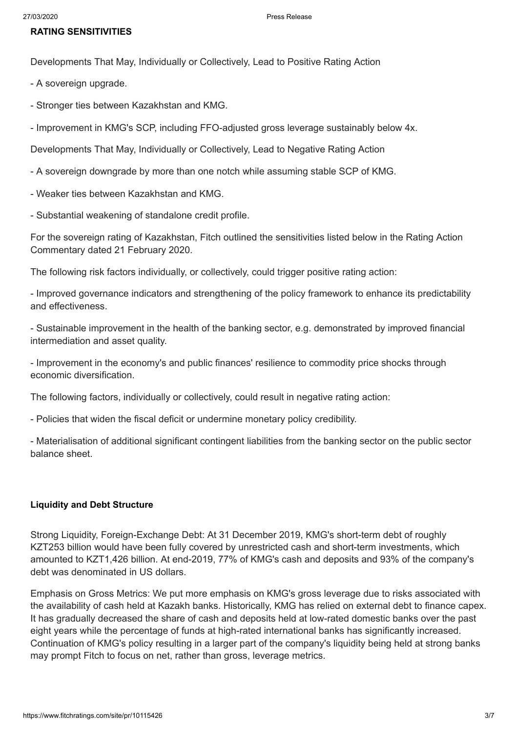### RATING SENSITIVITIES

Developments That May, Individually or Collectively, Lead to Positive Rating Action

- A sovereign upgrade.
- Stronger ties between Kazakhstan and KMG.
- Improvement in KMG's SCP, including FFO-adjusted gross leverage sustainably below 4x.

Developments That May, Individually or Collectively, Lead to Negative Rating Action

- A sovereign downgrade by more than one notch while assuming stable SCP of KMG.
- Weaker ties between Kazakhstan and KMG.
- Substantial weakening of standalone credit profile.

For the sovereign rating of Kazakhstan, Fitch outlined the sensitivities listed below in the Rating Action Commentary dated 21 February 2020.

The following risk factors individually, or collectively, could trigger positive rating action:

- Improved governance indicators and strengthening of the policy framework to enhance its predictability and effectiveness.
- Sustainable improvement in the health of the banking sector, e.g. demonstrated by improved financial intermediation and asset quality.
- Improvement in the economy's and public finances' resilience to commodity price shocks through economic diversification.

The following factors, individually or collectively, could result in negative rating action:

- Policies that widen the fiscal deficit or undermine monetary policy credibility.
- Materialisation of additional significant contingent liabilities from the banking sector on the public sector balance sheet.

### Liquidity and Debt Structure

Strong Liquidity, Foreign-Exchange Debt: At 31 December 2019, KMG's short-term debt of roughly KZT253 billion would have been fully covered by unrestricted cash and short-term investments, which amounted to KZT1,426 billion. At end-2019, 77% of KMG's cash and deposits and 93% of the company's debt was denominated in US dollars.

Emphasis on Gross Metrics: We put more emphasis on KMG's gross leverage due to risks associated with the availability of cash held at Kazakh banks. Historically, KMG has relied on external debt to finance capex. It has gradually decreased the share of cash and deposits held at low-rated domestic banks over the past eight years while the percentage of funds at high-rated international banks has significantly increased. Continuation of KMG's policy resulting in a larger part of the company's liquidity being held at strong banks may prompt Fitch to focus on net, rather than gross, leverage metrics.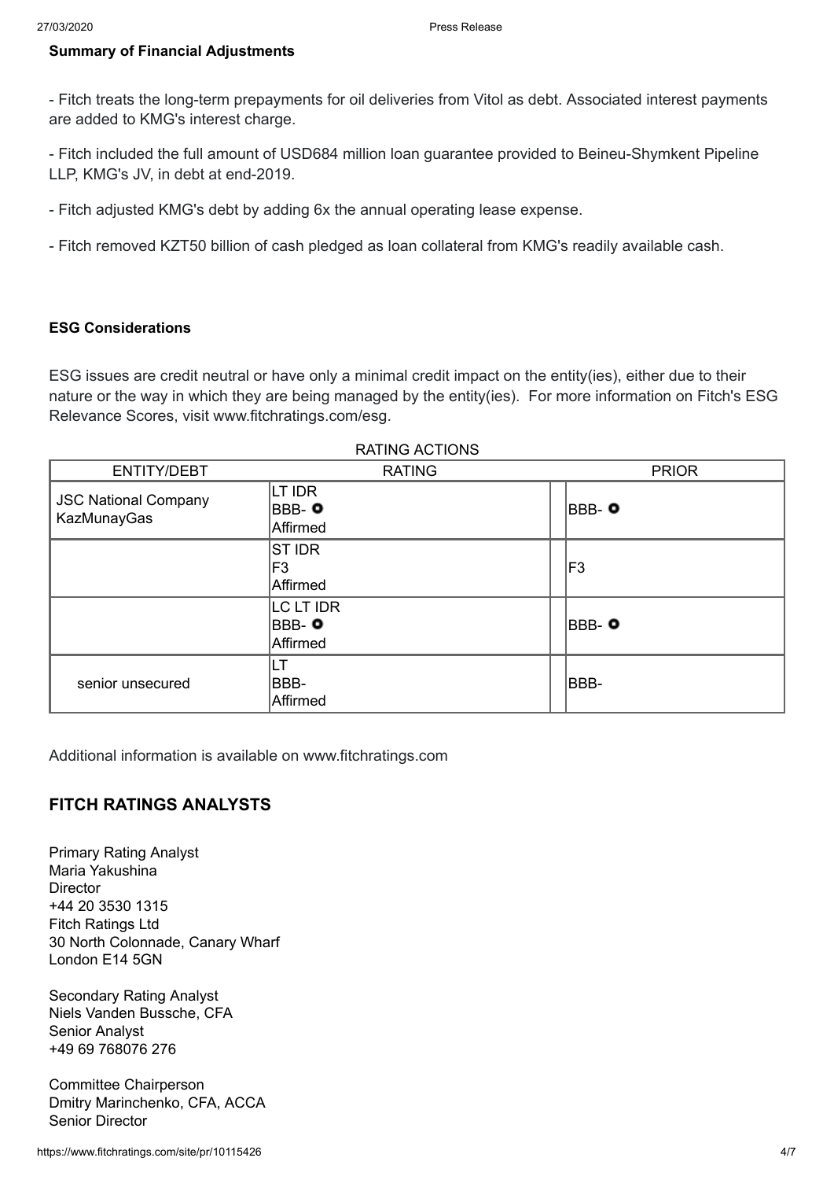**Summary of Financial Adjustments**

- Fitch treats the long-term prepayments for oil deliveries from Vitol as debt. Associated interest payments are added to KMG's interest charge.

- Fitch included the full amount of USD684 million loan guarantee provided to Beineu-Shymkent Pipeline LLP, KMG's JV, in debt at end-2019.

- Fitch adjusted KMG's debt by adding 6x the annual operating lease expense.

- Fitch removed KZT50 billion of cash pledged as loan collateral from KMG's readily available cash.

**ESG Considerations**

ESG issues are credit neutral or have only a minimal credit impact on the entity(ies), either due to their nature or the way in which they are being managed by the entity(ies). For more information on Fitch's ESG Relevance Scores, visit www.fitchratings.com/esg.

RATING ACTIONS

| ENTITY/DEBT | RATING | PRIOR |
| --- | --- | --- |
| JSC National Company KazMunayGas | LT IDR BBB- ○ Affirmed | BBB- ○ |
| | ST IDR F3 Affirmed | F3 |
| | LC LT IDR BBB- ○ Affirmed | BBB- ○ |
| senior unsecured | LT BBB- Affirmed | BBB- |

Additional information is available on www.fitchratings.com

## FITCH RATINGS ANALYSTS

Primary Rating Analyst
Maria Yakushina
Director
+44 20 3530 1315
Fitch Ratings Ltd
30 North Colonnade, Canary Wharf
London E14 5GN

Secondary Rating Analyst
Niels Vanden Bussche, CFA
Senior Analyst
+49 69 768076 276

Committee Chairperson
Dmitry Marinchenko, CFA, ACCA
Senior Director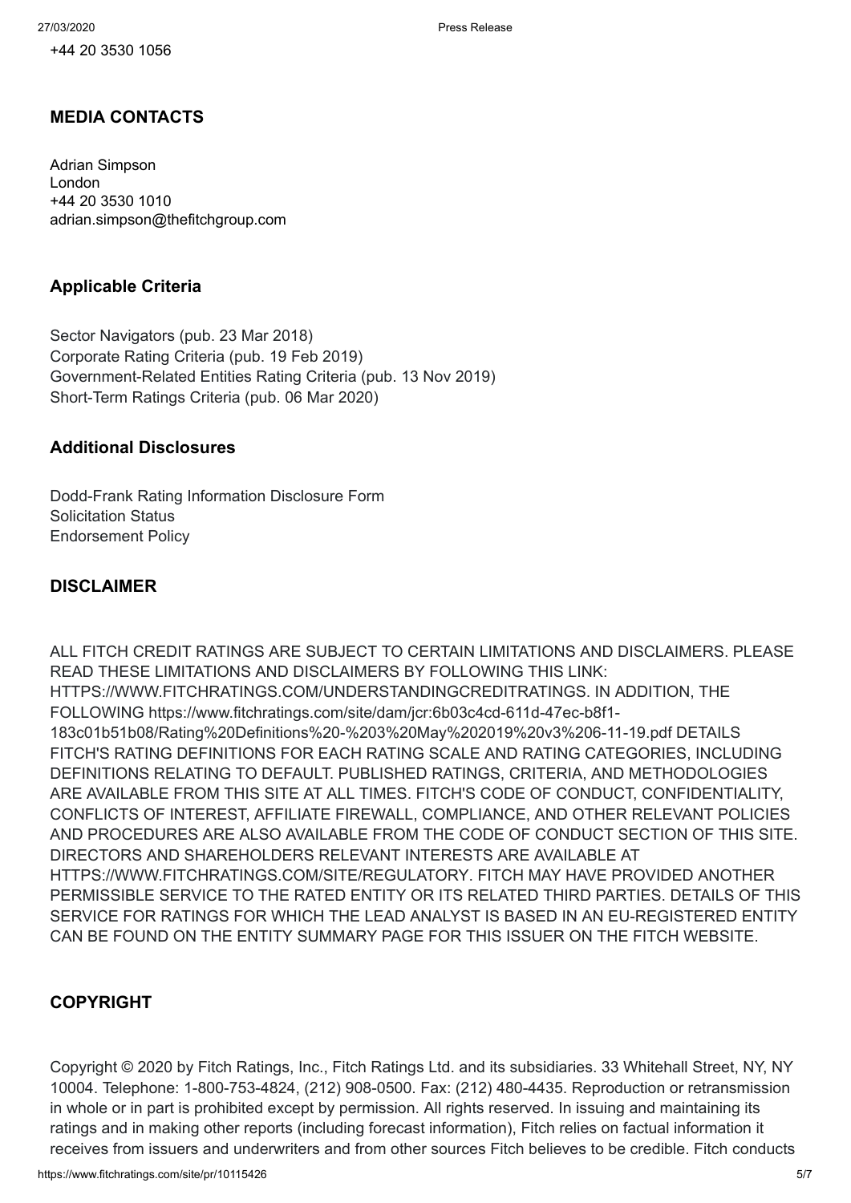+44 20 3530 1056

## MEDIA CONTACTS

Adrian Simpson
London
+44 20 3530 1010
adrian.simpson@thefitchgroup.com

## Applicable Criteria

Sector Navigators (pub. 23 Mar 2018)
Corporate Rating Criteria (pub. 19 Feb 2019)
Government-Related Entities Rating Criteria (pub. 13 Nov 2019)
Short-Term Ratings Criteria (pub. 06 Mar 2020)

## Additional Disclosures

Dodd-Frank Rating Information Disclosure Form
Solicitation Status
Endorsement Policy

## DISCLAIMER

ALL FITCH CREDIT RATINGS ARE SUBJECT TO CERTAIN LIMITATIONS AND DISCLAIMERS. PLEASE READ THESE LIMITATIONS AND DISCLAIMERS BY FOLLOWING THIS LINK: HTTPS://WWW.FITCHRATINGS.COM/UNDERSTANDINGCREDITRATINGS. IN ADDITION, THE FOLLOWING https://www.fitchratings.com/site/dam/jcr:6b03c4cd-611d-47ec-b8f1-183c01b51b08/Rating%20Definitions%20-%203%20May%202019%20v3%206-11-19.pdf DETAILS FITCH'S RATING DEFINITIONS FOR EACH RATING SCALE AND RATING CATEGORIES, INCLUDING DEFINITIONS RELATING TO DEFAULT. PUBLISHED RATINGS, CRITERIA, AND METHODOLOGIES ARE AVAILABLE FROM THIS SITE AT ALL TIMES. FITCH'S CODE OF CONDUCT, CONFIDENTIALITY, CONFLICTS OF INTEREST, AFFILIATE FIREWALL, COMPLIANCE, AND OTHER RELEVANT POLICIES AND PROCEDURES ARE ALSO AVAILABLE FROM THE CODE OF CONDUCT SECTION OF THIS SITE. DIRECTORS AND SHAREHOLDERS RELEVANT INTERESTS ARE AVAILABLE AT HTTPS://WWW.FITCHRATINGS.COM/SITE/REGULATORY. FITCH MAY HAVE PROVIDED ANOTHER PERMISSIBLE SERVICE TO THE RATED ENTITY OR ITS RELATED THIRD PARTIES. DETAILS OF THIS SERVICE FOR RATINGS FOR WHICH THE LEAD ANALYST IS BASED IN AN EU-REGISTERED ENTITY CAN BE FOUND ON THE ENTITY SUMMARY PAGE FOR THIS ISSUER ON THE FITCH WEBSITE.

## COPYRIGHT

Copyright © 2020 by Fitch Ratings, Inc., Fitch Ratings Ltd. and its subsidiaries. 33 Whitehall Street, NY, NY 10004. Telephone: 1-800-753-4824, (212) 908-0500. Fax: (212) 480-4435. Reproduction or retransmission in whole or in part is prohibited except by permission. All rights reserved. In issuing and maintaining its ratings and in making other reports (including forecast information), Fitch relies on factual information it receives from issuers and underwriters and from other sources Fitch believes to be credible. Fitch conducts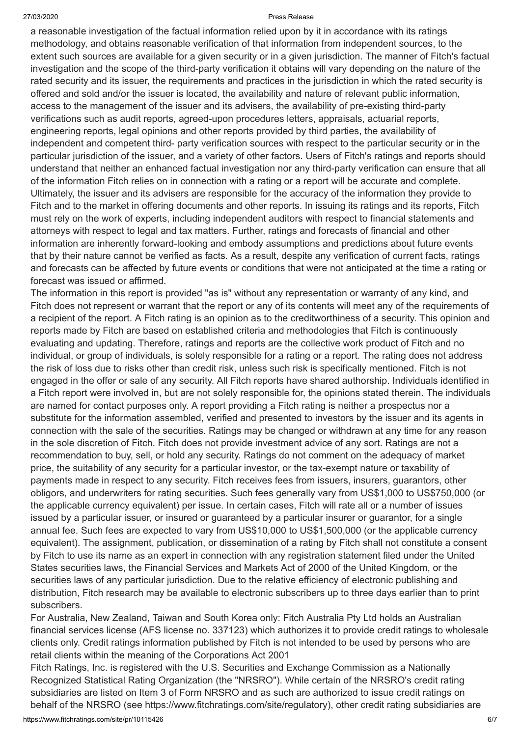a reasonable investigation of the factual information relied upon by it in accordance with its ratings methodology, and obtains reasonable verification of that information from independent sources, to the extent such sources are available for a given security or in a given jurisdiction. The manner of Fitch's factual investigation and the scope of the third-party verification it obtains will vary depending on the nature of the rated security and its issuer, the requirements and practices in the jurisdiction in which the rated security is offered and sold and/or the issuer is located, the availability and nature of relevant public information, access to the management of the issuer and its advisers, the availability of pre-existing third-party verifications such as audit reports, agreed-upon procedures letters, appraisals, actuarial reports, engineering reports, legal opinions and other reports provided by third parties, the availability of independent and competent third- party verification sources with respect to the particular security or in the particular jurisdiction of the issuer, and a variety of other factors. Users of Fitch's ratings and reports should understand that neither an enhanced factual investigation nor any third-party verification can ensure that all of the information Fitch relies on in connection with a rating or a report will be accurate and complete. Ultimately, the issuer and its advisers are responsible for the accuracy of the information they provide to Fitch and to the market in offering documents and other reports. In issuing its ratings and its reports, Fitch must rely on the work of experts, including independent auditors with respect to financial statements and attorneys with respect to legal and tax matters. Further, ratings and forecasts of financial and other information are inherently forward-looking and embody assumptions and predictions about future events that by their nature cannot be verified as facts. As a result, despite any verification of current facts, ratings and forecasts can be affected by future events or conditions that were not anticipated at the time a rating or forecast was issued or affirmed.

The information in this report is provided "as is" without any representation or warranty of any kind, and Fitch does not represent or warrant that the report or any of its contents will meet any of the requirements of a recipient of the report. A Fitch rating is an opinion as to the creditworthiness of a security. This opinion and reports made by Fitch are based on established criteria and methodologies that Fitch is continuously evaluating and updating. Therefore, ratings and reports are the collective work product of Fitch and no individual, or group of individuals, is solely responsible for a rating or a report. The rating does not address the risk of loss due to risks other than credit risk, unless such risk is specifically mentioned. Fitch is not engaged in the offer or sale of any security. All Fitch reports have shared authorship. Individuals identified in a Fitch report were involved in, but are not solely responsible for, the opinions stated therein. The individuals are named for contact purposes only. A report providing a Fitch rating is neither a prospectus nor a substitute for the information assembled, verified and presented to investors by the issuer and its agents in connection with the sale of the securities. Ratings may be changed or withdrawn at any time for any reason in the sole discretion of Fitch. Fitch does not provide investment advice of any sort. Ratings are not a recommendation to buy, sell, or hold any security. Ratings do not comment on the adequacy of market price, the suitability of any security for a particular investor, or the tax-exempt nature or taxability of payments made in respect to any security. Fitch receives fees from issuers, insurers, guarantors, other obligors, and underwriters for rating securities. Such fees generally vary from US$1,000 to US$750,000 (or the applicable currency equivalent) per issue. In certain cases, Fitch will rate all or a number of issues issued by a particular issuer, or insured or guaranteed by a particular insurer or guarantor, for a single annual fee. Such fees are expected to vary from US$10,000 to US$1,500,000 (or the applicable currency equivalent). The assignment, publication, or dissemination of a rating by Fitch shall not constitute a consent by Fitch to use its name as an expert in connection with any registration statement filed under the United States securities laws, the Financial Services and Markets Act of 2000 of the United Kingdom, or the securities laws of any particular jurisdiction. Due to the relative efficiency of electronic publishing and distribution, Fitch research may be available to electronic subscribers up to three days earlier than to print subscribers.

For Australia, New Zealand, Taiwan and South Korea only: Fitch Australia Pty Ltd holds an Australian financial services license (AFS license no. 337123) which authorizes it to provide credit ratings to wholesale clients only. Credit ratings information published by Fitch is not intended to be used by persons who are retail clients within the meaning of the Corporations Act 2001

Fitch Ratings, Inc. is registered with the U.S. Securities and Exchange Commission as a Nationally Recognized Statistical Rating Organization (the "NRSRO"). While certain of the NRSRO's credit rating subsidiaries are listed on Item 3 of Form NRSRO and as such are authorized to issue credit ratings on behalf of the NRSRO (see https://www.fitchratings.com/site/regulatory), other credit rating subsidiaries are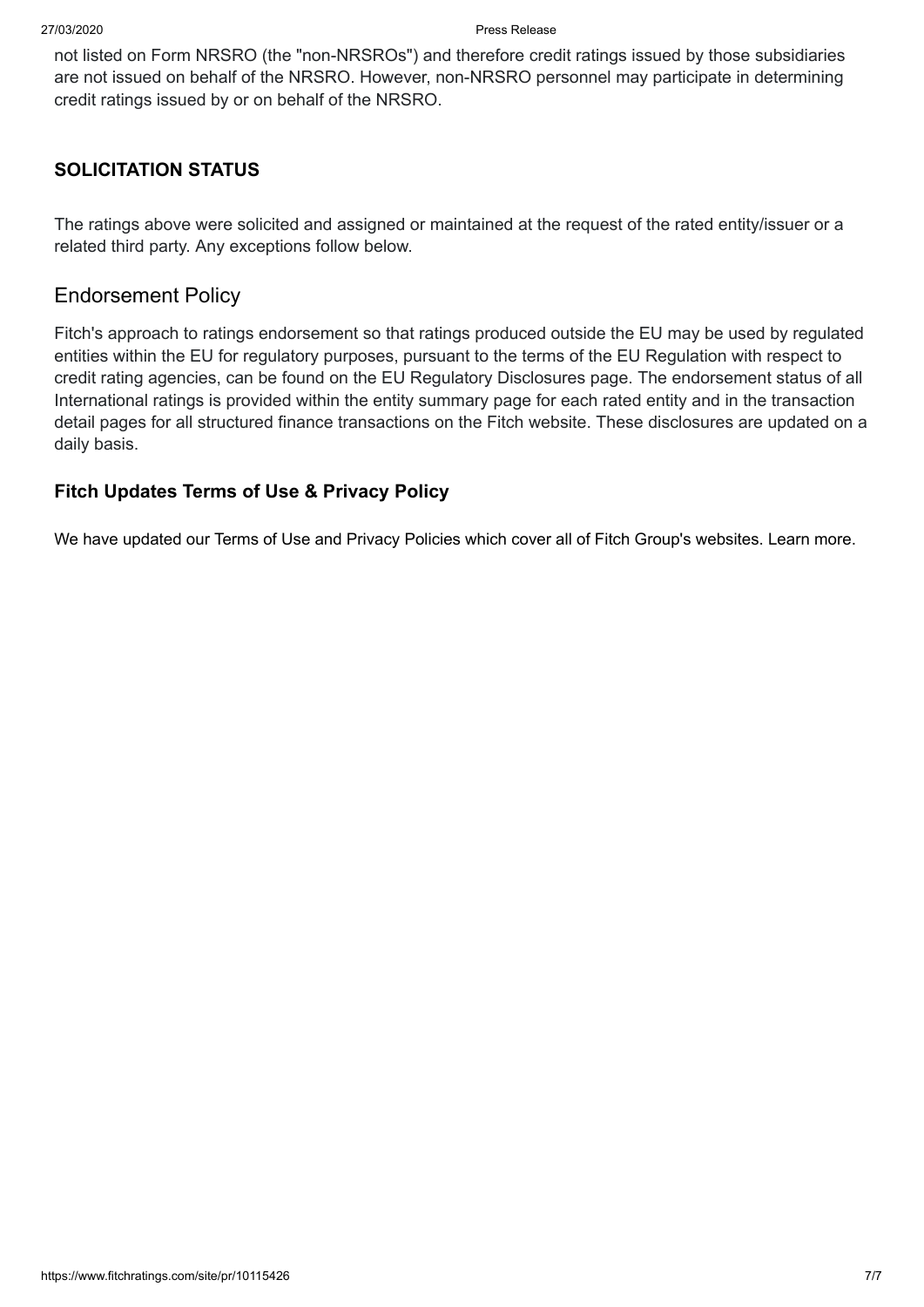not listed on Form NRSRO (the "non-NRSROs") and therefore credit ratings issued by those subsidiaries are not issued on behalf of the NRSRO. However, non-NRSRO personnel may participate in determining credit ratings issued by or on behalf of the NRSRO.

### SOLICITATION STATUS

The ratings above were solicited and assigned or maintained at the request of the rated entity/issuer or a related third party. Any exceptions follow below.

## Endorsement Policy

Fitch's approach to ratings endorsement so that ratings produced outside the EU may be used by regulated entities within the EU for regulatory purposes, pursuant to the terms of the EU Regulation with respect to credit rating agencies, can be found on the EU Regulatory Disclosures page. The endorsement status of all International ratings is provided within the entity summary page for each rated entity and in the transaction detail pages for all structured finance transactions on the Fitch website. These disclosures are updated on a daily basis.

### Fitch Updates Terms of Use & Privacy Policy

We have updated our Terms of Use and Privacy Policies which cover all of Fitch Group's websites. Learn more.